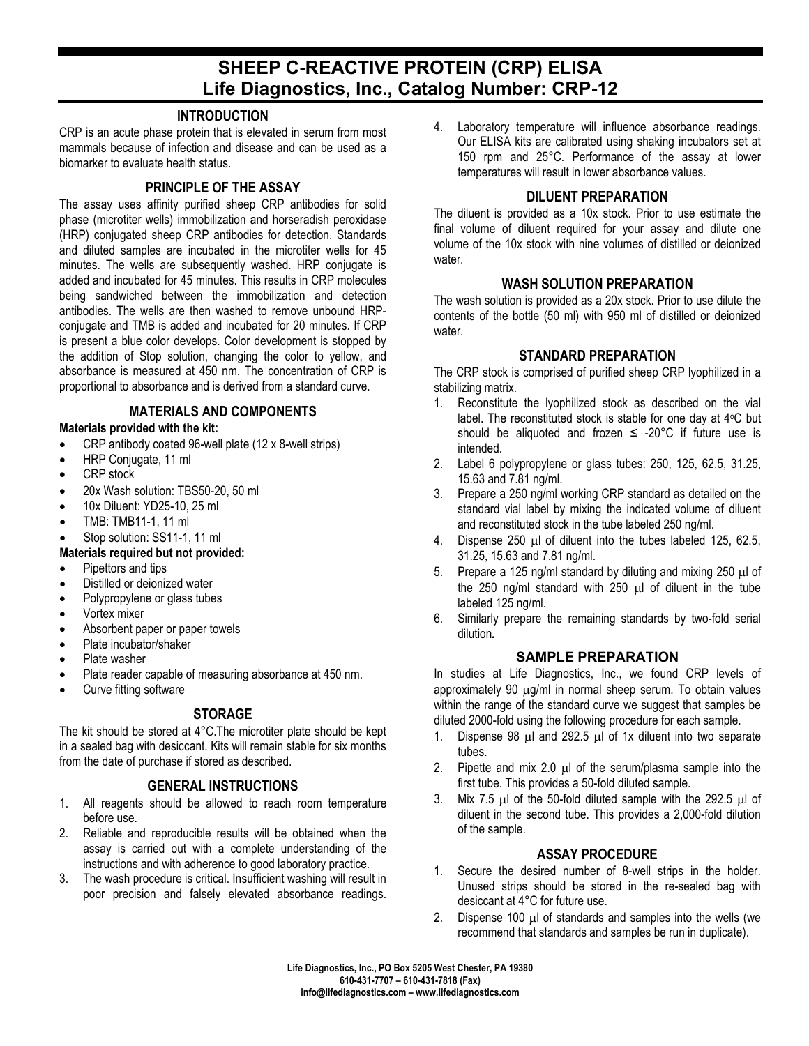# SHEEP C-REACTIVE PROTEIN (CRP) ELISA
# Life Diagnostics, Inc., Catalog Number: CRP-12

## INTRODUCTION

CRP is an acute phase protein that is elevated in serum from most mammals because of infection and disease and can be used as a biomarker to evaluate health status.

## PRINCIPLE OF THE ASSAY

The assay uses affinity purified sheep CRP antibodies for solid phase (microtiter wells) immobilization and horseradish peroxidase (HRP) conjugated sheep CRP antibodies for detection. Standards and diluted samples are incubated in the microtiter wells for 45 minutes. The wells are subsequently washed. HRP conjugate is added and incubated for 45 minutes. This results in CRP molecules being sandwiched between the immobilization and detection antibodies. The wells are then washed to remove unbound HRP-conjugate and TMB is added and incubated for 20 minutes. If CRP is present a blue color develops. Color development is stopped by the addition of Stop solution, changing the color to yellow, and absorbance is measured at 450 nm. The concentration of CRP is proportional to absorbance and is derived from a standard curve.

## MATERIALS AND COMPONENTS

**Materials provided with the kit:**

- CRP antibody coated 96-well plate (12 x 8-well strips)
- HRP Conjugate, 11 ml
- CRP stock
- 20x Wash solution: TBS50-20, 50 ml
- 10x Diluent: YD25-10, 25 ml
- TMB: TMB11-1, 11 ml
- Stop solution: SS11-1, 11 ml

**Materials required but not provided:**

- Pipettors and tips
- Distilled or deionized water
- Polypropylene or glass tubes
- Vortex mixer
- Absorbent paper or paper towels
- Plate incubator/shaker
- Plate washer
- Plate reader capable of measuring absorbance at 450 nm.
- Curve fitting software

## STORAGE

The kit should be stored at 4°C.The microtiter plate should be kept in a sealed bag with desiccant. Kits will remain stable for six months from the date of purchase if stored as described.

## GENERAL INSTRUCTIONS

1. All reagents should be allowed to reach room temperature before use.
2. Reliable and reproducible results will be obtained when the assay is carried out with a complete understanding of the instructions and with adherence to good laboratory practice.
3. The wash procedure is critical. Insufficient washing will result in poor precision and falsely elevated absorbance readings.
4. Laboratory temperature will influence absorbance readings. Our ELISA kits are calibrated using shaking incubators set at 150 rpm and 25°C. Performance of the assay at lower temperatures will result in lower absorbance values.

## DILUENT PREPARATION

The diluent is provided as a 10x stock. Prior to use estimate the final volume of diluent required for your assay and dilute one volume of the 10x stock with nine volumes of distilled or deionized water.

## WASH SOLUTION PREPARATION

The wash solution is provided as a 20x stock. Prior to use dilute the contents of the bottle (50 ml) with 950 ml of distilled or deionized water.

## STANDARD PREPARATION

The CRP stock is comprised of purified sheep CRP lyophilized in a stabilizing matrix.

1. Reconstitute the lyophilized stock as described on the vial label. The reconstituted stock is stable for one day at 4°C but should be aliquoted and frozen ≤ -20°C if future use is intended.
2. Label 6 polypropylene or glass tubes: 250, 125, 62.5, 31.25, 15.63 and 7.81 ng/ml.
3. Prepare a 250 ng/ml working CRP standard as detailed on the standard vial label by mixing the indicated volume of diluent and reconstituted stock in the tube labeled 250 ng/ml.
4. Dispense 250 μl of diluent into the tubes labeled 125, 62.5, 31.25, 15.63 and 7.81 ng/ml.
5. Prepare a 125 ng/ml standard by diluting and mixing 250 μl of the 250 ng/ml standard with 250 μl of diluent in the tube labeled 125 ng/ml.
6. Similarly prepare the remaining standards by two-fold serial dilution**.**

## SAMPLE PREPARATION

In studies at Life Diagnostics, Inc., we found CRP levels of approximately 90 μg/ml in normal sheep serum. To obtain values within the range of the standard curve we suggest that samples be diluted 2000-fold using the following procedure for each sample.

1. Dispense 98 μl and 292.5 μl of 1x diluent into two separate tubes.
2. Pipette and mix 2.0 μl of the serum/plasma sample into the first tube. This provides a 50-fold diluted sample.
3. Mix 7.5 μl of the 50-fold diluted sample with the 292.5 μl of diluent in the second tube. This provides a 2,000-fold dilution of the sample.

## ASSAY PROCEDURE

1. Secure the desired number of 8-well strips in the holder. Unused strips should be stored in the re-sealed bag with desiccant at 4°C for future use.
2. Dispense 100 μl of standards and samples into the wells (we recommend that standards and samples be run in duplicate).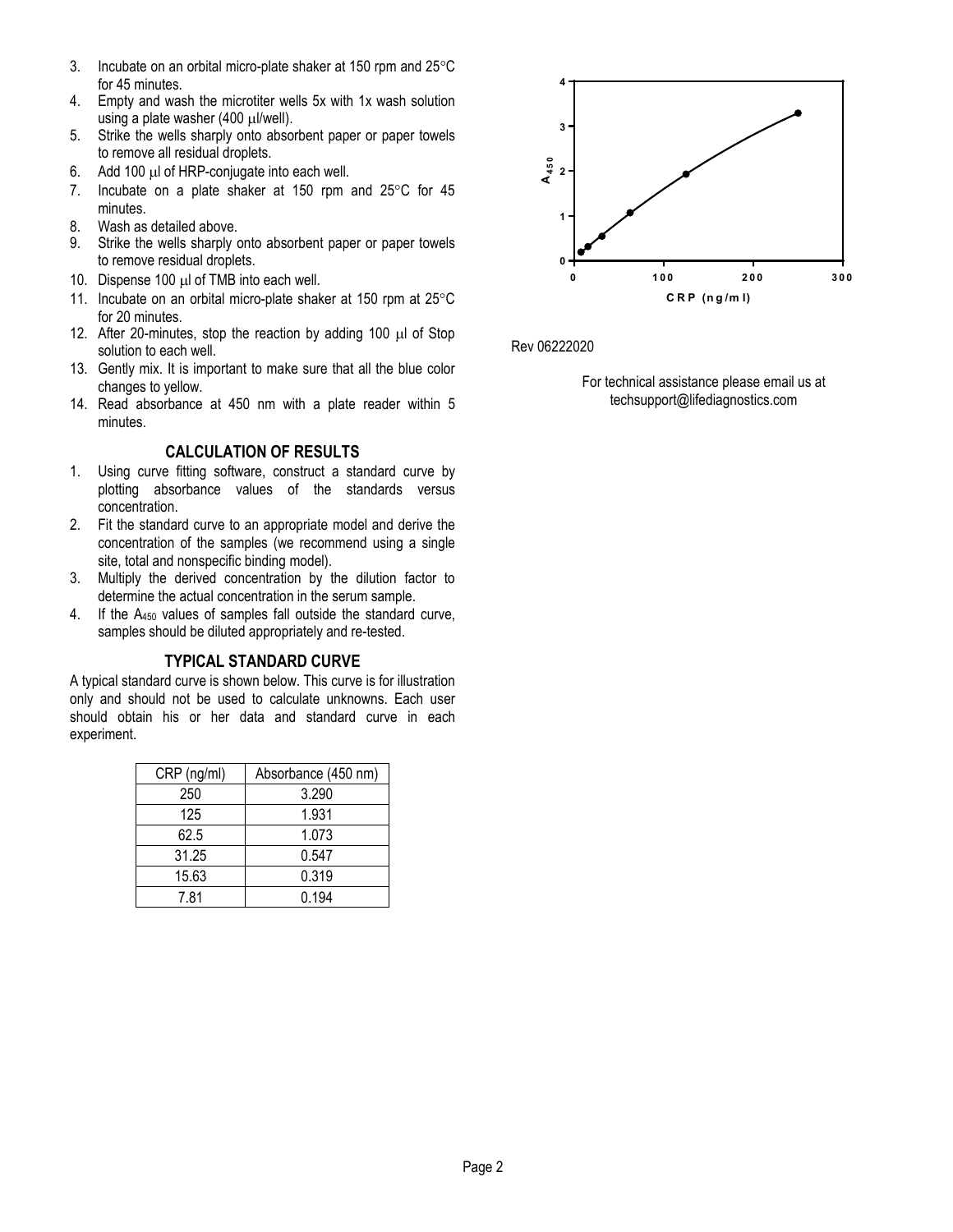3. Incubate on an orbital micro-plate shaker at 150 rpm and 25°C for 45 minutes.
4. Empty and wash the microtiter wells 5x with 1x wash solution using a plate washer (400 µl/well).
5. Strike the wells sharply onto absorbent paper or paper towels to remove all residual droplets.
6. Add 100 µl of HRP-conjugate into each well.
7. Incubate on a plate shaker at 150 rpm and 25°C for 45 minutes.
8. Wash as detailed above.
9. Strike the wells sharply onto absorbent paper or paper towels to remove residual droplets.
10. Dispense 100 µl of TMB into each well.
11. Incubate on an orbital micro-plate shaker at 150 rpm at 25°C for 20 minutes.
12. After 20-minutes, stop the reaction by adding 100 µl of Stop solution to each well.
13. Gently mix. It is important to make sure that all the blue color changes to yellow.
14. Read absorbance at 450 nm with a plate reader within 5 minutes.

## CALCULATION OF RESULTS

1. Using curve fitting software, construct a standard curve by plotting absorbance values of the standards versus concentration.
2. Fit the standard curve to an appropriate model and derive the concentration of the samples (we recommend using a single site, total and nonspecific binding model).
3. Multiply the derived concentration by the dilution factor to determine the actual concentration in the serum sample.
4. If the $A_{450}$ values of samples fall outside the standard curve, samples should be diluted appropriately and re-tested.

## TYPICAL STANDARD CURVE

A typical standard curve is shown below. This curve is for illustration only and should not be used to calculate unknowns. Each user should obtain his or her data and standard curve in each experiment.

| CRP (ng/ml) | Absorbance (450 nm) |
|---|---|
| 250 | 3.290 |
| 125 | 1.931 |
| 62.5 | 1.073 |
| 31.25 | 0.547 |
| 15.63 | 0.319 |
| 7.81 | 0.194 |

4
3
2
1
0
$A_{450}$
0
100
200
300
CRP (ng/ml)

Rev 06222020

For technical assistance please email us at techsupport@lifediagnostics.com